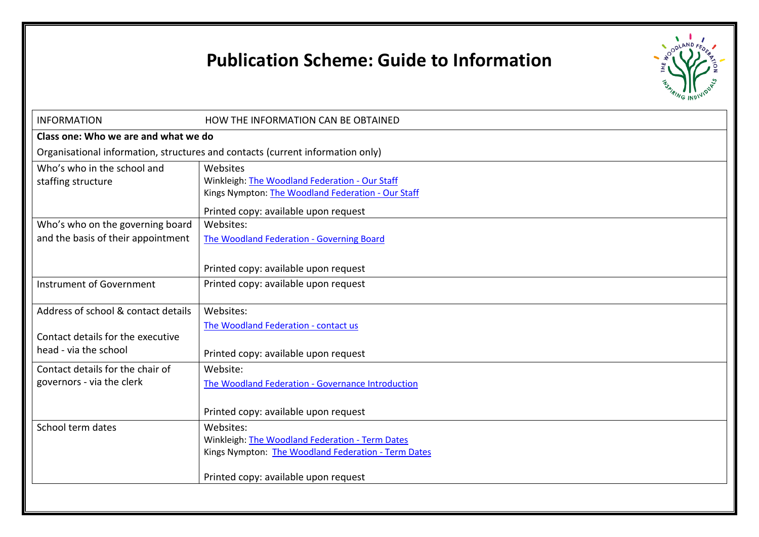# Publication Scheme: Guide to Information

| INFORMATION | HOW THE INFORMATION CAN BE OBTAINED |
|---|---|
| **Class one: Who we are and what we do** | |
| Organisational information, structures and contacts (current information only) | |
| Who's who in the school and staffing structure | Websites<br>Winkleigh: The Woodland Federation - Our Staff<br>Kings Nympton: The Woodland Federation - Our Staff<br><br>Printed copy: available upon request |
| Who's who on the governing board and the basis of their appointment | Websites:<br>The Woodland Federation - Governing Board<br><br>Printed copy: available upon request |
| Instrument of Government | Printed copy: available upon request |
| Address of school & contact details<br><br>Contact details for the executive head - via the school | Websites:<br>The Woodland Federation - contact us<br><br>Printed copy: available upon request |
| Contact details for the chair of governors - via the clerk | Website:<br>The Woodland Federation - Governance Introduction<br><br>Printed copy: available upon request |
| School term dates | Websites:<br>Winkleigh: The Woodland Federation - Term Dates<br>Kings Nympton: The Woodland Federation - Term Dates<br><br>Printed copy: available upon request |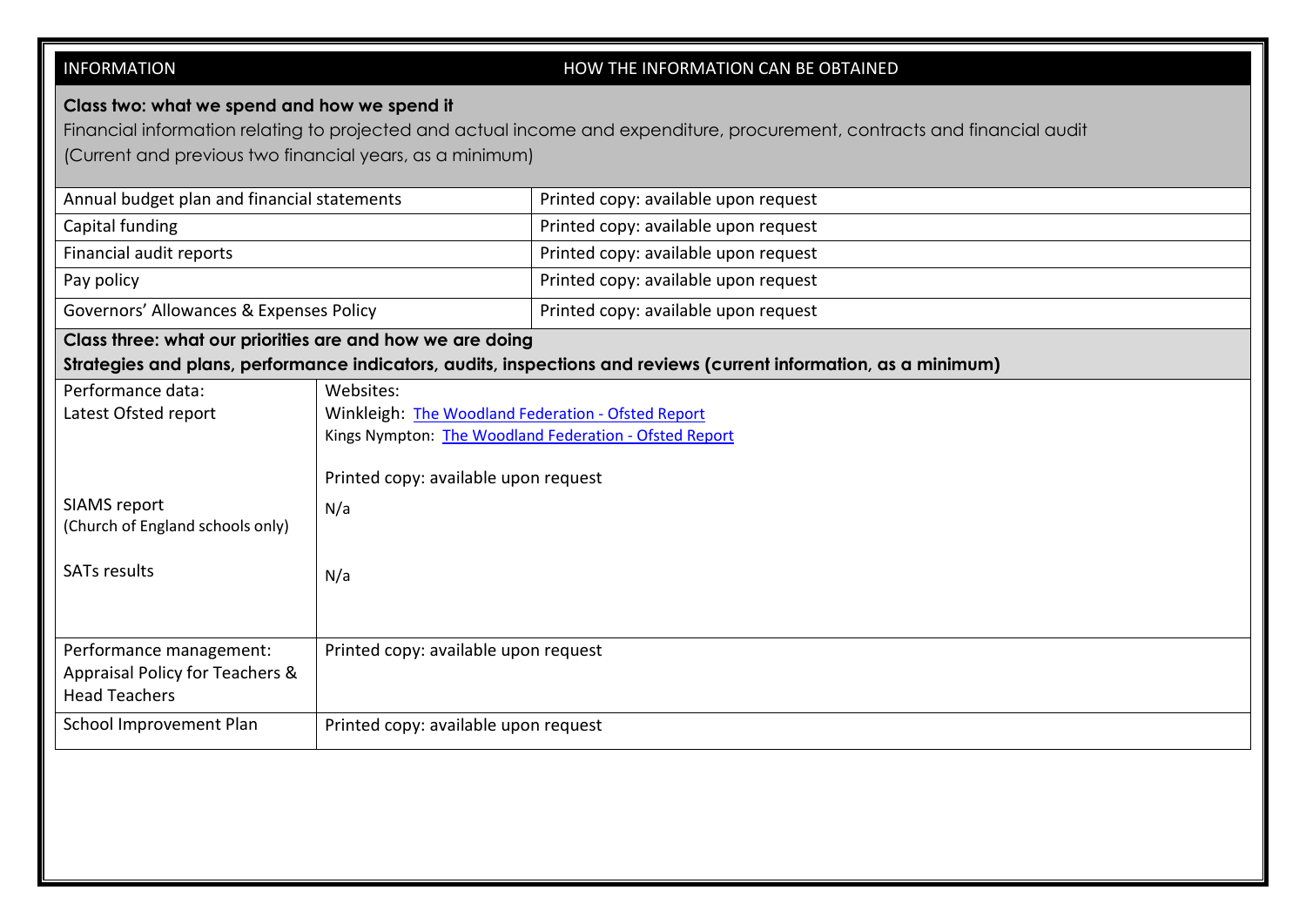| INFORMATION | HOW THE INFORMATION CAN BE OBTAINED |
|---|---|
| **Class two: what we spend and how we spend it**<br>Financial information relating to projected and actual income and expenditure, procurement, contracts and financial audit<br>(Current and previous two financial years, as a minimum) | |
| Annual budget plan and financial statements | Printed copy: available upon request |
| Capital funding | Printed copy: available upon request |
| Financial audit reports | Printed copy: available upon request |
| Pay policy | Printed copy: available upon request |
| Governors' Allowances & Expenses Policy | Printed copy: available upon request |
| **Class three: what our priorities are and how we are doing**<br>**Strategies and plans, performance indicators, audits, inspections and reviews (current information, as a minimum)** | |
| Performance data:<br>Latest Ofsted report | Websites:<br>Winkleigh: [The Woodland Federation - Ofsted Report]<br>Kings Nympton: [The Woodland Federation - Ofsted Report]<br><br>Printed copy: available upon request |
| SIAMS report<br>(Church of England schools only) | N/a |
| SATs results | N/a |
| Performance management:<br>Appraisal Policy for Teachers & Head Teachers | Printed copy: available upon request |
| School Improvement Plan | Printed copy: available upon request |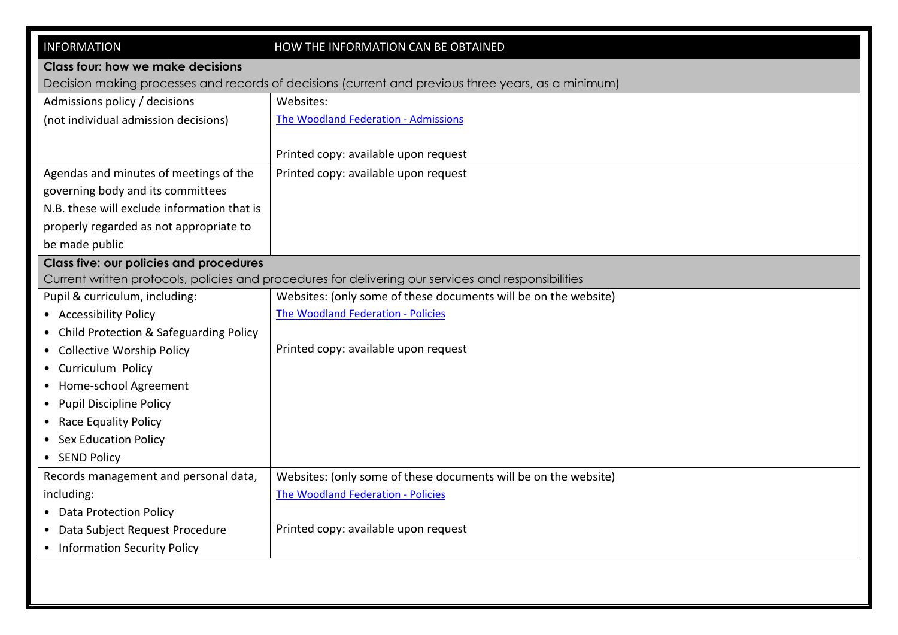| INFORMATION | HOW THE INFORMATION CAN BE OBTAINED |
|---|---|
| **Class four: how we make decisions**<br>Decision making processes and records of decisions (current and previous three years, as a minimum) | |
| Admissions policy / decisions<br>(not individual admission decisions) | Websites:<br>The Woodland Federation - Admissions<br><br>Printed copy: available upon request |
| Agendas and minutes of meetings of the governing body and its committees<br>N.B. these will exclude information that is properly regarded as not appropriate to be made public | Printed copy: available upon request |
| **Class five: our policies and procedures**<br>Current written protocols, policies and procedures for delivering our services and responsibilities | |
| Pupil & curriculum, including:<br>• Accessibility Policy<br>• Child Protection & Safeguarding Policy<br>• Collective Worship Policy<br>• Curriculum Policy<br>• Home-school Agreement<br>• Pupil Discipline Policy<br>• Race Equality Policy<br>• Sex Education Policy<br>• SEND Policy | Websites: (only some of these documents will be on the website)<br>The Woodland Federation - Policies<br><br>Printed copy: available upon request |
| Records management and personal data, including:<br>• Data Protection Policy<br>• Data Subject Request Procedure<br>• Information Security Policy | Websites: (only some of these documents will be on the website)<br>The Woodland Federation - Policies<br><br>Printed copy: available upon request |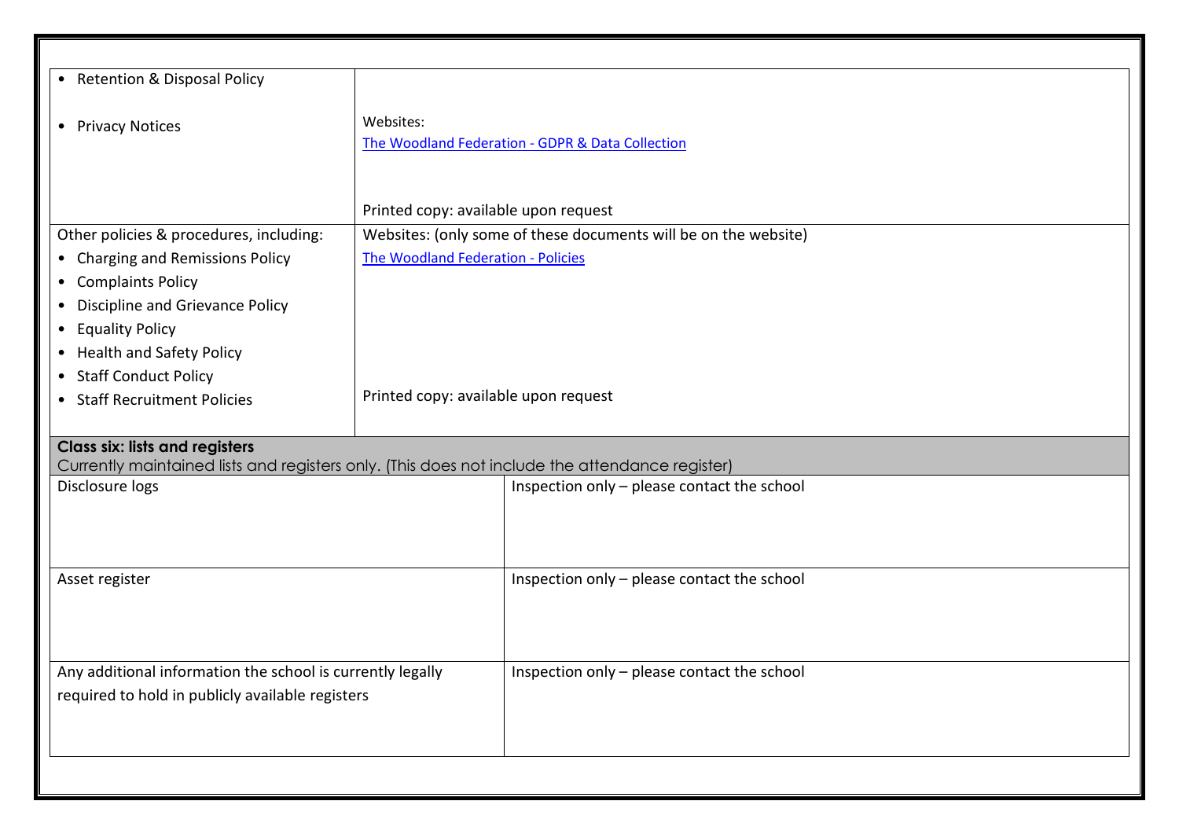| | |
|---|---|
| • Retention & Disposal Policy<br><br>• Privacy Notices | Websites:<br>[The Woodland Federation - GDPR & Data Collection]<br><br>Printed copy: available upon request |
| Other policies & procedures, including:<br>• Charging and Remissions Policy<br>• Complaints Policy<br>• Discipline and Grievance Policy<br>• Equality Policy<br>• Health and Safety Policy<br>• Staff Conduct Policy<br>• Staff Recruitment Policies | Websites: (only some of these documents will be on the website)<br>[The Woodland Federation - Policies]<br><br>Printed copy: available upon request |

| **Class six: lists and registers**<br>Currently maintained lists and registers only. (This does not include the attendance register) | |
|---|---|
| Disclosure logs | Inspection only – please contact the school |
| Asset register | Inspection only – please contact the school |
| Any additional information the school is currently legally required to hold in publicly available registers | Inspection only – please contact the school |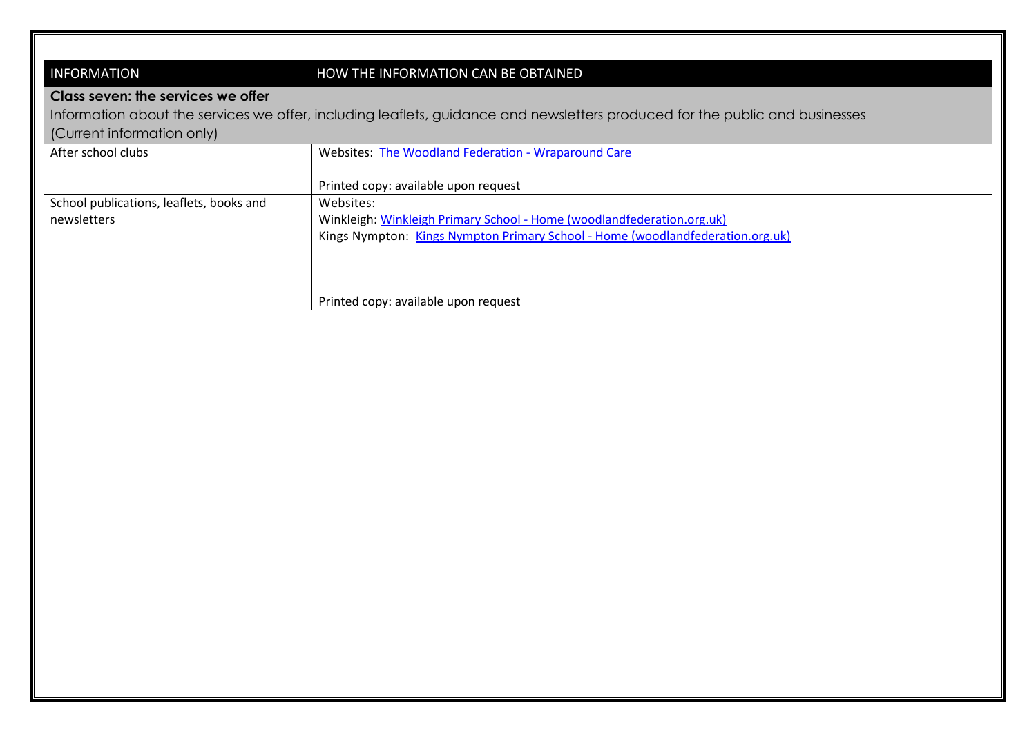| INFORMATION | HOW THE INFORMATION CAN BE OBTAINED |
|---|---|
| **Class seven: the services we offer**<br>Information about the services we offer, including leaflets, guidance and newsletters produced for the public and businesses<br>(Current information only) | |
| After school clubs | Websites: [The Woodland Federation - Wraparound Care]()<br><br>Printed copy: available upon request |
| School publications, leaflets, books and newsletters | Websites:<br>Winkleigh: [Winkleigh Primary School - Home (woodlandfederation.org.uk)]()<br>Kings Nympton: [Kings Nympton Primary School - Home (woodlandfederation.org.uk)]()<br><br>Printed copy: available upon request |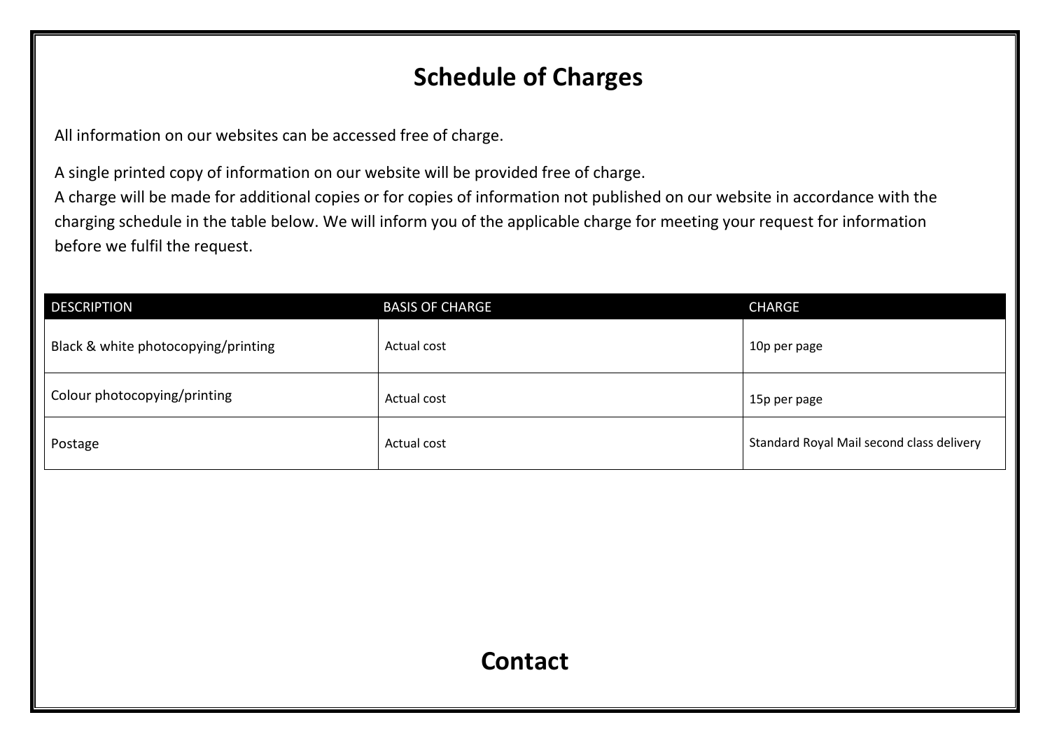# Schedule of Charges

All information on our websites can be accessed free of charge.

A single printed copy of information on our website will be provided free of charge.
A charge will be made for additional copies or for copies of information not published on our website in accordance with the charging schedule in the table below. We will inform you of the applicable charge for meeting your request for information before we fulfil the request.

| DESCRIPTION | BASIS OF CHARGE | CHARGE |
| --- | --- | --- |
| Black & white photocopying/printing | Actual cost | 10p per page |
| Colour photocopying/printing | Actual cost | 15p per page |
| Postage | Actual cost | Standard Royal Mail second class delivery |

# Contact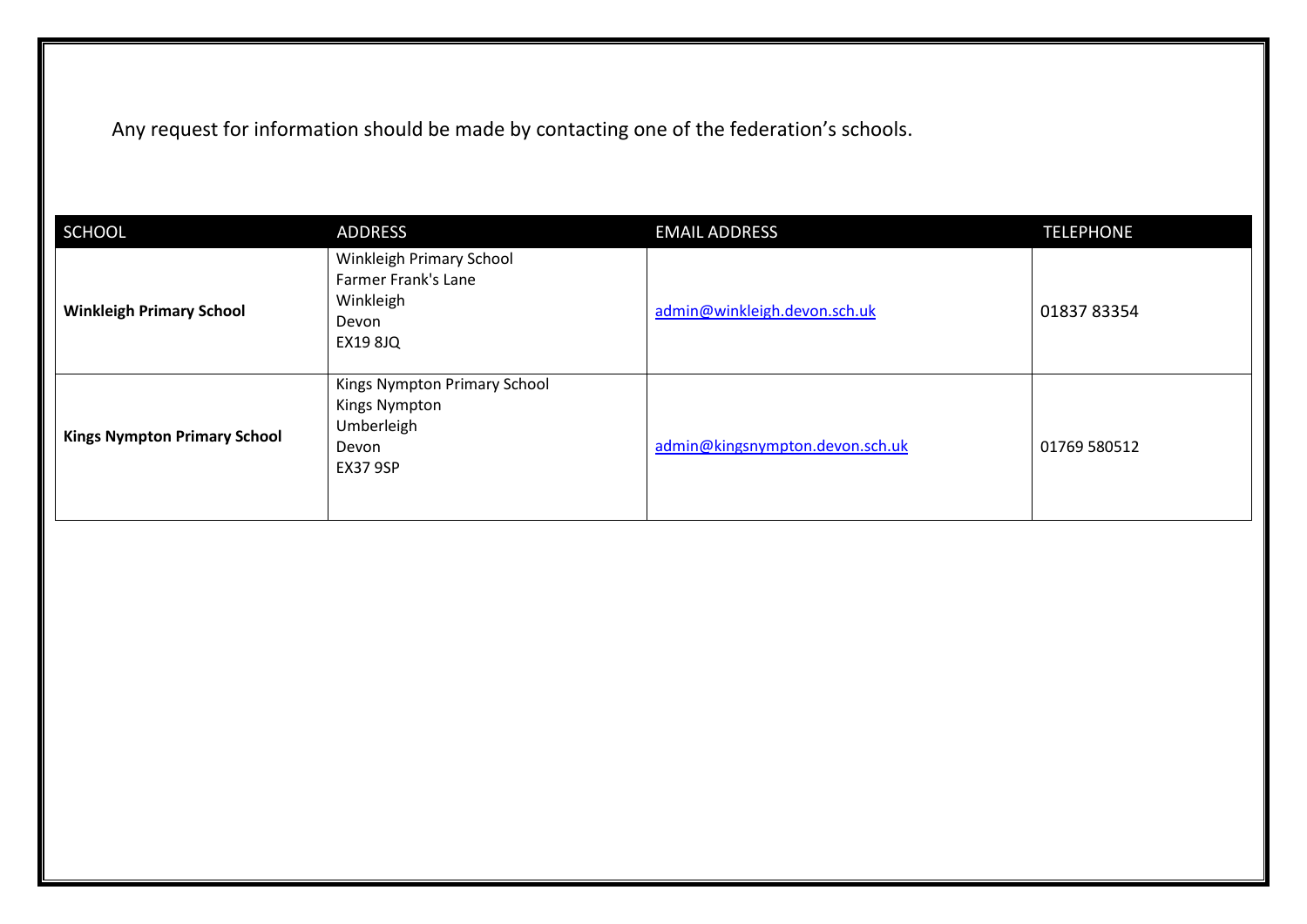Any request for information should be made by contacting one of the federation's schools.

| SCHOOL | ADDRESS | EMAIL ADDRESS | TELEPHONE |
|---|---|---|---|
| **Winkleigh Primary School** | Winkleigh Primary School<br>Farmer Frank's Lane<br>Winkleigh<br>Devon<br>EX19 8JQ | admin@winkleigh.devon.sch.uk | 01837 83354 |
| **Kings Nympton Primary School** | Kings Nympton Primary School<br>Kings Nympton<br>Umberleigh<br>Devon<br>EX37 9SP | admin@kingsnympton.devon.sch.uk | 01769 580512 |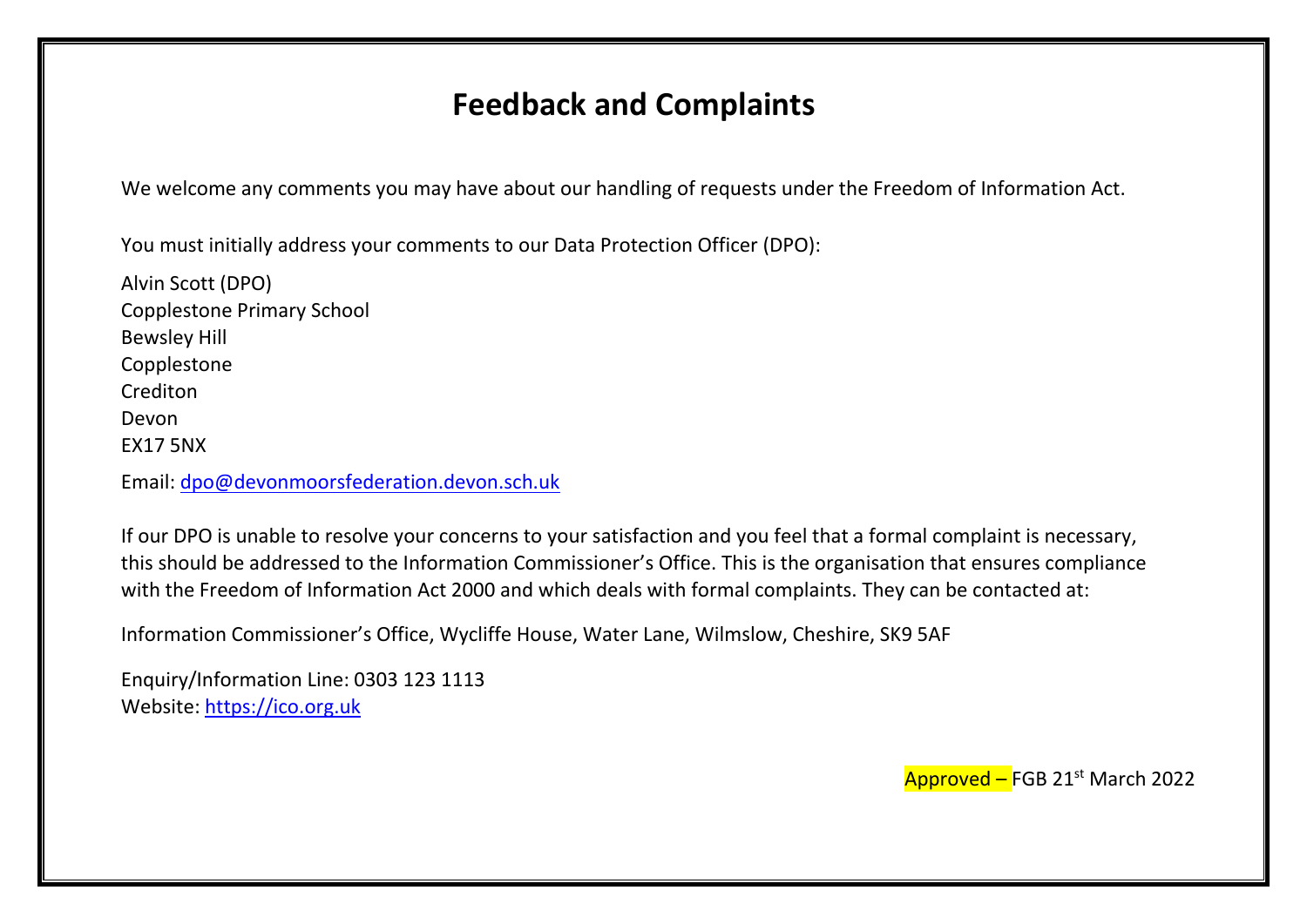# Feedback and Complaints

We welcome any comments you may have about our handling of requests under the Freedom of Information Act.

You must initially address your comments to our Data Protection Officer (DPO):

Alvin Scott (DPO)  
Copplestone Primary School  
Bewsley Hill  
Copplestone  
Crediton  
Devon  
EX17 5NX

Email: dpo@devonmoorsfederation.devon.sch.uk

If our DPO is unable to resolve your concerns to your satisfaction and you feel that a formal complaint is necessary, this should be addressed to the Information Commissioner's Office. This is the organisation that ensures compliance with the Freedom of Information Act 2000 and which deals with formal complaints. They can be contacted at:

Information Commissioner's Office, Wycliffe House, Water Lane, Wilmslow, Cheshire, SK9 5AF

Enquiry/Information Line: 0303 123 1113  
Website: https://ico.org.uk

Approved – FGB 21st March 2022